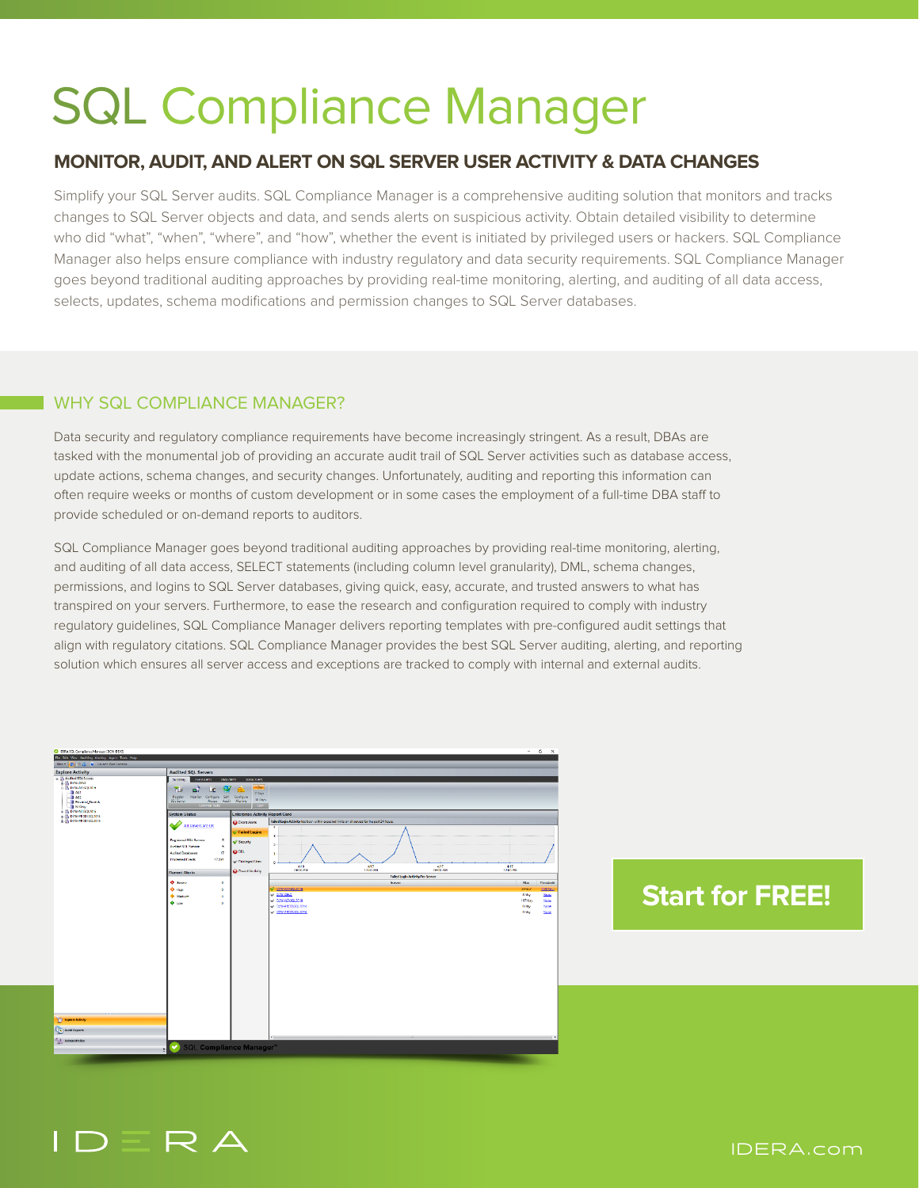# SQL Compliance Manager

## MONITOR, AUDIT, AND ALERT ON SQL SERVER USER ACTIVITY & DATA CHANGES

Simplify your SQL Server audits. SQL Compliance Manager is a comprehensive auditing solution that monitors and tracks changes to SQL Server objects and data, and sends alerts on suspicious activity. Obtain detailed visibility to determine who did "what", "when", "where", and "how", whether the event is initiated by privileged users or hackers. SQL Compliance Manager also helps ensure compliance with industry regulatory and data security requirements. SQL Compliance Manager goes beyond traditional auditing approaches by providing real-time monitoring, alerting, and auditing of all data access, selects, updates, schema modifications and permission changes to SQL Server databases.

## WHY SQL COMPLIANCE MANAGER?

Data security and regulatory compliance requirements have become increasingly stringent. As a result, DBAs are tasked with the monumental job of providing an accurate audit trail of SQL Server activities such as database access, update actions, schema changes, and security changes. Unfortunately, auditing and reporting this information can often require weeks or months of custom development or in some cases the employment of a full-time DBA staff to provide scheduled or on-demand reports to auditors.

SQL Compliance Manager goes beyond traditional auditing approaches by providing real-time monitoring, alerting, and auditing of all data access, SELECT statements (including column level granularity), DML, schema changes, permissions, and logins to SQL Server databases, giving quick, easy, accurate, and trusted answers to what has transpired on your servers. Furthermore, to ease the research and configuration required to comply with industry regulatory guidelines, SQL Compliance Manager delivers reporting templates with pre-configured audit settings that align with regulatory citations. SQL Compliance Manager provides the best SQL Server auditing, alerting, and reporting solution which ensures all server access and exceptions are tracked to comply with internal and external audits.

**Start for FREE!**

IDERA

IDERA.com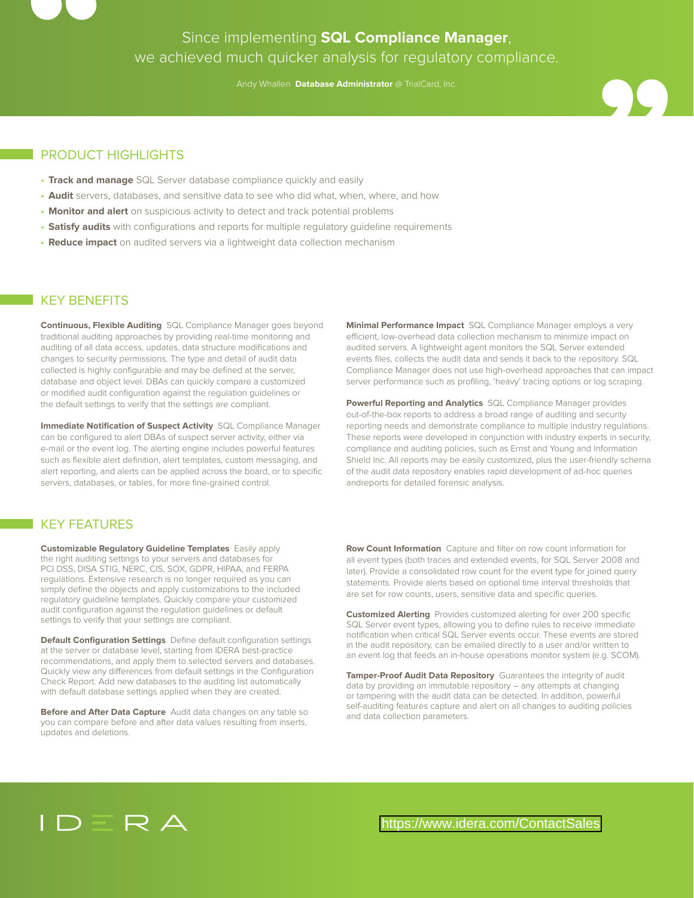> Since implementing **SQL Compliance Manager**, we achieved much quicker analysis for regulatory compliance.
>
> Andy Whallen **Database Administrator** @ TrialCard, Inc.

## PRODUCT HIGHLIGHTS

- **Track and manage** SQL Server database compliance quickly and easily
- **Audit** servers, databases, and sensitive data to see who did what, when, where, and how
- **Monitor and alert** on suspicious activity to detect and track potential problems
- **Satisfy audits** with configurations and reports for multiple regulatory guideline requirements
- **Reduce impact** on audited servers via a lightweight data collection mechanism

## KEY BENEFITS

**Continuous, Flexible Auditing** SQL Compliance Manager goes beyond traditional auditing approaches by providing real-time monitoring and auditing of all data access, updates, data structure modifications and changes to security permissions. The type and detail of audit data collected is highly configurable and may be defined at the server, database and object level. DBAs can quickly compare a customized or modified audit configuration against the regulation guidelines or the default settings to verify that the settings are compliant.

**Immediate Notification of Suspect Activity** SQL Compliance Manager can be configured to alert DBAs of suspect server activity, either via e-mail or the event log. The alerting engine includes powerful features such as flexible alert definition, alert templates, custom messaging, and alert reporting, and alerts can be applied across the board, or to specific servers, databases, or tables, for more fine-grained control.

**Minimal Performance Impact** SQL Compliance Manager employs a very efficient, low-overhead data collection mechanism to minimize impact on audited servers. A lightweight agent monitors the SQL Server extended events files, collects the audit data and sends it back to the repository. SQL Compliance Manager does not use high-overhead approaches that can impact server performance such as profiling, 'heavy' tracing options or log scraping.

**Powerful Reporting and Analytics** SQL Compliance Manager provides out-of-the-box reports to address a broad range of auditing and security reporting needs and demonstrate compliance to multiple industry regulations. These reports were developed in conjunction with industry experts in security, compliance and auditing policies, such as Ernst and Young and Information Shield Inc. All reports may be easily customized, plus the user-friendly schema of the audit data repository enables rapid development of ad-hoc queries andreports for detailed forensic analysis.

## KEY FEATURES

**Customizable Regulatory Guideline Templates** Easily apply the right auditing settings to your servers and databases for PCI DSS, DISA STIG, NERC, CIS, SOX, GDPR, HIPAA, and FERPA regulations. Extensive research is no longer required as you can simply define the objects and apply customizations to the included regulatory guideline templates. Quickly compare your customized audit configuration against the regulation guidelines or default settings to verify that your settings are compliant.

**Default Configuration Settings** Define default configuration settings at the server or database level, starting from IDERA best-practice recommendations, and apply them to selected servers and databases. Quickly view any differences from default settings in the Configuration Check Report. Add new databases to the auditing list automatically with default database settings applied when they are created.

**Before and After Data Capture** Audit data changes on any table so you can compare before and after data values resulting from inserts, updates and deletions.

**Row Count Information** Capture and filter on row count information for all event types (both traces and extended events, for SQL Server 2008 and later). Provide a consolidated row count for the event type for joined query statements. Provide alerts based on optional time interval thresholds that are set for row counts, users, sensitive data and specific queries.

**Customized Alerting** Provides customized alerting for over 200 specific SQL Server event types, allowing you to define rules to receive immediate notification when critical SQL Server events occur. These events are stored in the audit repository, can be emailed directly to a user and/or written to an event log that feeds an in-house operations monitor system (e.g. SCOM).

**Tamper-Proof Audit Data Repository** Guarantees the integrity of audit data by providing an immutable repository – any attempts at changing or tampering with the audit data can be detected. In addition, powerful self-auditing features capture and alert on all changes to auditing policies and data collection parameters.

IDERA

https://www.idera.com/ContactSales